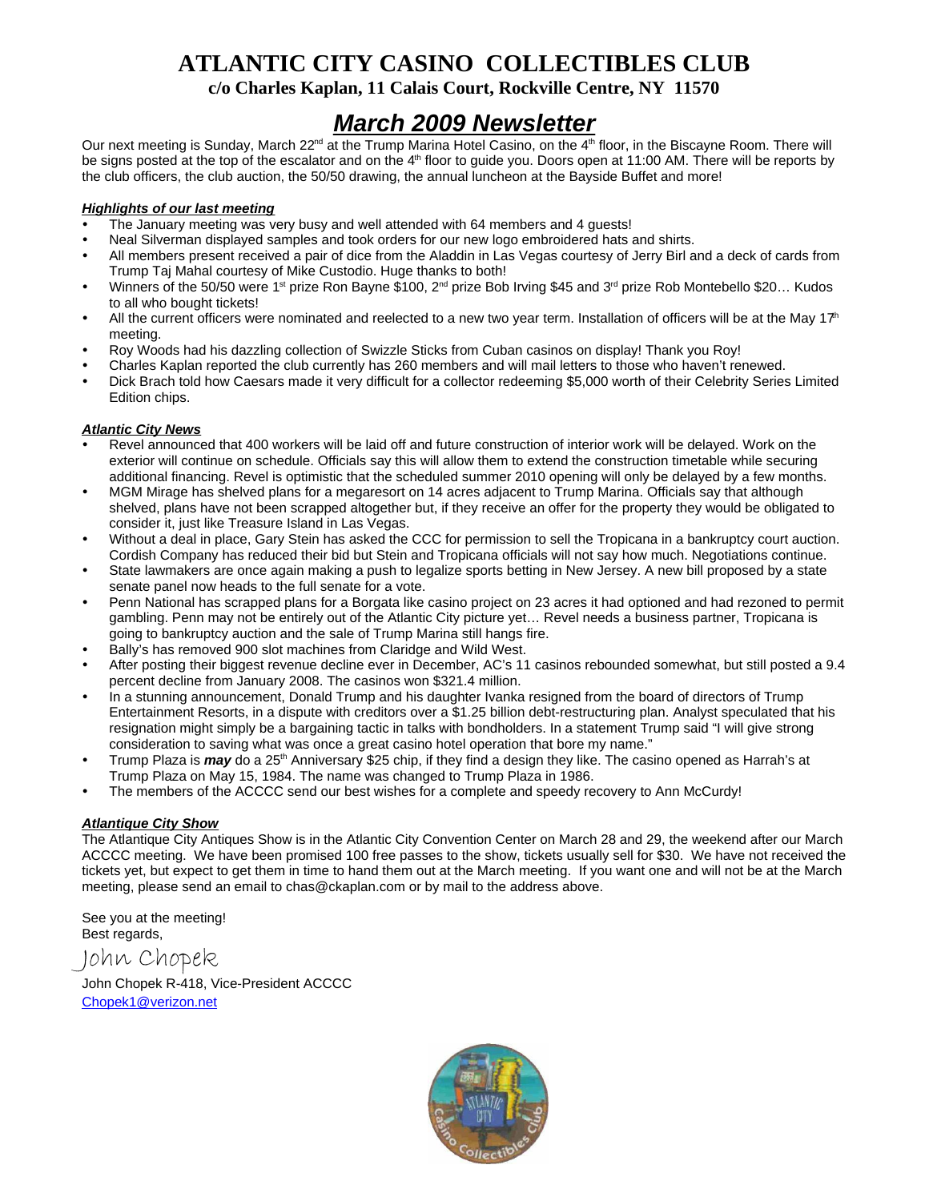# ATLANTIC CITY CASINO COLLECTIBLES CLUB

**c/o Charles Kaplan, 11 Calais Court, Rockville Centre, NY 11570**

## *March 2009 Newsletter*

Our next meeting is Sunday, March 22nd at the Trump Marina Hotel Casino, on the 4th floor, in the Biscayne Room. There will be signs posted at the top of the escalator and on the 4th floor to guide you. Doors open at 11:00 AM. There will be reports by the club officers, the club auction, the 50/50 drawing, the annual luncheon at the Bayside Buffet and more!

### *Highlights of our last meeting*

- The January meeting was very busy and well attended with 64 members and 4 guests!
- Neal Silverman displayed samples and took orders for our new logo embroidered hats and shirts.
- All members present received a pair of dice from the Aladdin in Las Vegas courtesy of Jerry Birl and a deck of cards from Trump Taj Mahal courtesy of Mike Custodio. Huge thanks to both!
- Winners of the 50/50 were 1st prize Ron Bayne $100, 2nd prize Bob Irving $45 and 3rd prize Rob Montebello $20… Kudos to all who bought tickets!
- All the current officers were nominated and reelected to a new two year term. Installation of officers will be at the May 17th meeting.
- Roy Woods had his dazzling collection of Swizzle Sticks from Cuban casinos on display! Thank you Roy!
- Charles Kaplan reported the club currently has 260 members and will mail letters to those who haven't renewed.
- Dick Brach told how Caesars made it very difficult for a collector redeeming $5,000 worth of their Celebrity Series Limited Edition chips.

### *Atlantic City News*

- Revel announced that 400 workers will be laid off and future construction of interior work will be delayed. Work on the exterior will continue on schedule. Officials say this will allow them to extend the construction timetable while securing additional financing. Revel is optimistic that the scheduled summer 2010 opening will only be delayed by a few months.
- MGM Mirage has shelved plans for a megaresort on 14 acres adjacent to Trump Marina. Officials say that although shelved, plans have not been scrapped altogether but, if they receive an offer for the property they would be obligated to consider it, just like Treasure Island in Las Vegas.
- Without a deal in place, Gary Stein has asked the CCC for permission to sell the Tropicana in a bankruptcy court auction. Cordish Company has reduced their bid but Stein and Tropicana officials will not say how much. Negotiations continue.
- State lawmakers are once again making a push to legalize sports betting in New Jersey. A new bill proposed by a state senate panel now heads to the full senate for a vote.
- Penn National has scrapped plans for a Borgata like casino project on 23 acres it had optioned and had rezoned to permit gambling. Penn may not be entirely out of the Atlantic City picture yet… Revel needs a business partner, Tropicana is going to bankruptcy auction and the sale of Trump Marina still hangs fire.
- Bally's has removed 900 slot machines from Claridge and Wild West.
- After posting their biggest revenue decline ever in December, AC's 11 casinos rebounded somewhat, but still posted a 9.4 percent decline from January 2008. The casinos won $321.4 million.
- In a stunning announcement, Donald Trump and his daughter Ivanka resigned from the board of directors of Trump Entertainment Resorts, in a dispute with creditors over a $1.25 billion debt-restructuring plan. Analyst speculated that his resignation might simply be a bargaining tactic in talks with bondholders. In a statement Trump said "I will give strong consideration to saving what was once a great casino hotel operation that bore my name."
- Trump Plaza is ***may*** do a 25th Anniversary $25 chip, if they find a design they like. The casino opened as Harrah's at Trump Plaza on May 15, 1984. The name was changed to Trump Plaza in 1986.
- The members of the ACCCC send our best wishes for a complete and speedy recovery to Ann McCurdy!

### *Atlantique City Show*

The Atlantique City Antiques Show is in the Atlantic City Convention Center on March 28 and 29, the weekend after our March ACCCC meeting. We have been promised 100 free passes to the show, tickets usually sell for $30. We have not received the tickets yet, but expect to get them in time to hand them out at the March meeting. If you want one and will not be at the March meeting, please send an email to chas@ckaplan.com or by mail to the address above.

See you at the meeting!
Best regards,

John Chopek

John Chopek R-418, Vice-President ACCCC
Chopek1@verizon.net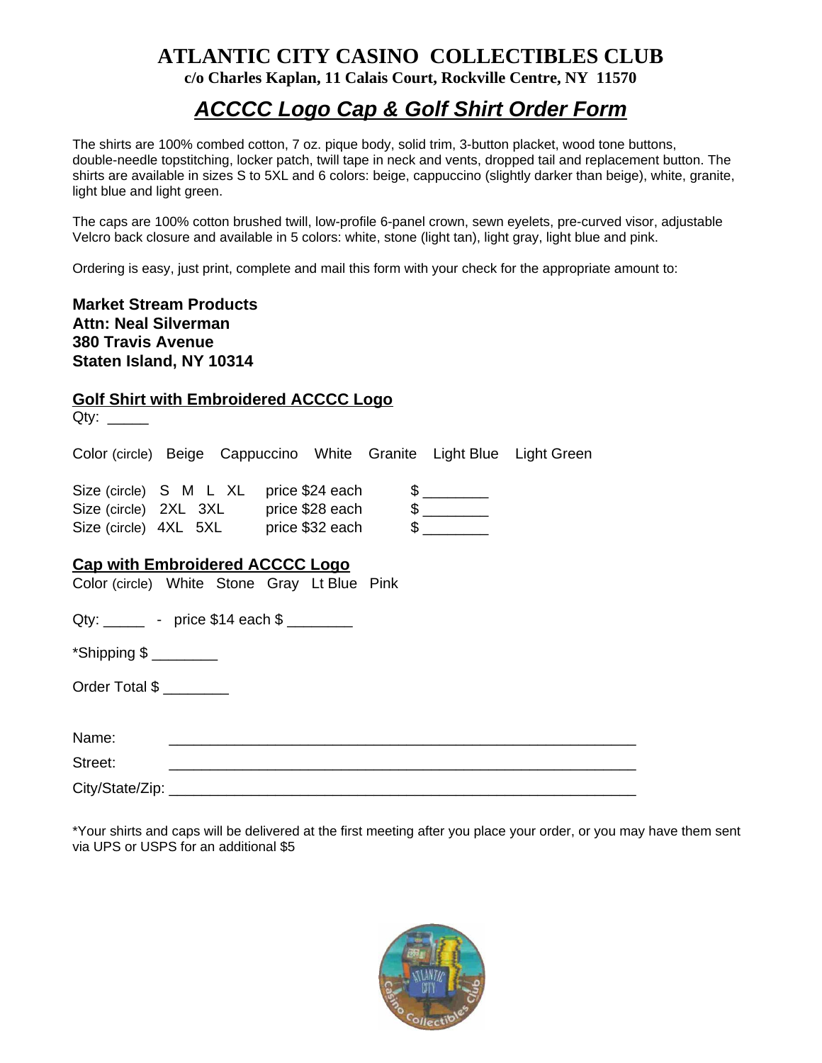# ATLANTIC CITY CASINO COLLECTIBLES CLUB

**c/o Charles Kaplan, 11 Calais Court, Rockville Centre, NY 11570**

## *ACCCC Logo Cap & Golf Shirt Order Form*

The shirts are 100% combed cotton, 7 oz. pique body, solid trim, 3-button placket, wood tone buttons, double-needle topstitching, locker patch, twill tape in neck and vents, dropped tail and replacement button. The shirts are available in sizes S to 5XL and 6 colors: beige, cappuccino (slightly darker than beige), white, granite, light blue and light green.

The caps are 100% cotton brushed twill, low-profile 6-panel crown, sewn eyelets, pre-curved visor, adjustable Velcro back closure and available in 5 colors: white, stone (light tan), light gray, light blue and pink.

Ordering is easy, just print, complete and mail this form with your check for the appropriate amount to:

**Market Stream Products**
**Attn: Neal Silverman**
**380 Travis Avenue**
**Staten Island, NY 10314**

### Golf Shirt with Embroidered ACCCC Logo

Qty: _____

Color (circle) Beige Cappuccino White Granite Light Blue Light Green

Size (circle) S M L XL price $24 each $ ________
Size (circle) 2XL 3XL price $28 each $ ________
Size (circle) 4XL 5XL price $32 each $ ________

### Cap with Embroidered ACCCC Logo

Color (circle) White Stone Gray Lt Blue Pink

Qty: _____ - price $14 each $ ________

*Shipping $ ________

Order Total $ ________

Name: ____________________________________________________________

Street: ____________________________________________________________

City/State/Zip: ____________________________________________________________

*Your shirts and caps will be delivered at the first meeting after you place your order, or you may have them sent via UPS or USPS for an additional $5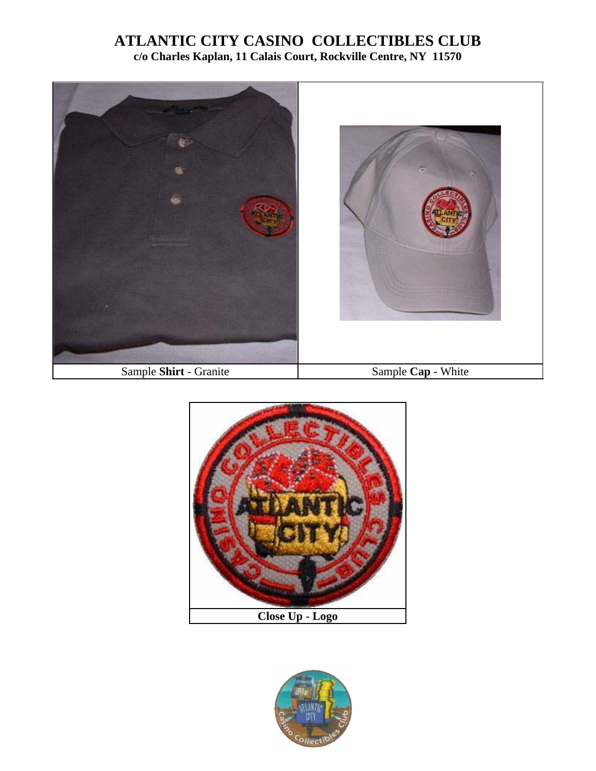# ATLANTIC CITY CASINO COLLECTIBLES CLUB

**c/o Charles Kaplan, 11 Calais Court, Rockville Centre, NY 11570**

Sample **Shirt** - Granite

Sample **Cap** - White

**Close Up - Logo**